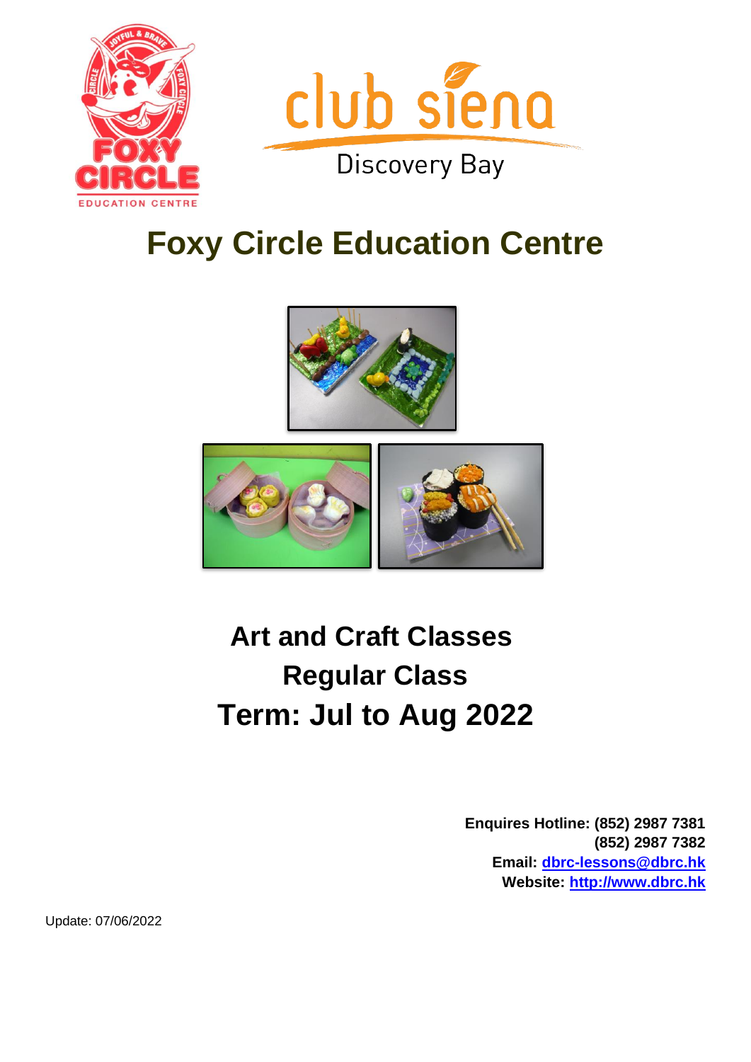# Foxy Circle Education Centre

## Art and Craft Classes
## Regular Class
## Term: Jul to Aug 2022

**Enquires Hotline: (852) 2987 7381**
**(852) 2987 7382**
**Email: dbrc-lessons@dbrc.hk**
**Website: http://www.dbrc.hk**

Update: 07/06/2022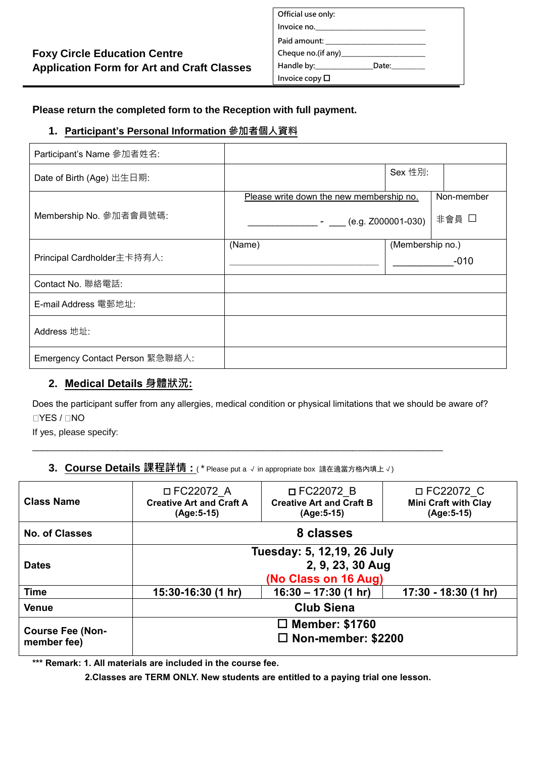**Foxy Circle Education Centre**
**Application Form for Art and Craft Classes**

Official use only:
Invoice no.\_\_\_\_\_\_\_\_\_\_\_\_\_\_\_\_\_\_\_\_\_\_\_\_\_\_\_
Paid amount: \_\_\_\_\_\_\_\_\_\_\_\_\_\_\_\_\_\_\_\_\_\_\_\_\_\_
Cheque no.(if any)\_\_\_\_\_\_\_\_\_\_\_\_\_\_\_\_\_\_\_\_\_\_
Handle by:\_\_\_\_\_\_\_\_\_\_\_\_\_\_\_Date:\_\_\_\_\_\_\_\_\_
Invoice copy ☐

**Please return the completed form to the Reception with full payment.**

## 1. Participant's Personal Information 參加者個人資料

| Participant's Name 參加者姓名: | | | |
|---|---|---|---|
| Date of Birth (Age) 出生日期: | | Sex 性別: | |
| Membership No. 參加者會員號碼: | Please write down the new membership no. ______________ - ___ (e.g. Z000001-030) | | Non-member 非會員 ☐ |
| Principal Cardholder主卡持有人: | (Name) ______________________________ | (Membership no.) ____________-010 | |
| Contact No. 聯絡電話: | | | |
| E-mail Address 電郵地址: | | | |
| Address 地址: | | | |
| Emergency Contact Person 緊急聯絡人: | | | |

## 2. Medical Details 身體狀況:

Does the participant suffer from any allergies, medical condition or physical limitations that we should be aware of?
☐YES / ☐NO
If yes, please specify:
\_\_\_\_\_\_\_\_\_\_\_\_\_\_\_\_\_\_\_\_\_\_\_\_\_\_\_\_\_\_\_\_\_\_\_\_\_\_\_\_\_\_\_\_\_\_\_\_\_\_\_\_\_\_\_\_\_\_\_\_\_\_\_\_\_\_\_\_\_\_\_\_\_\_\_\_\_\_\_\_

## 3. Course Details 課程詳情 : (* Please put a √ in appropriate box 請在適當方格內填上 √)

| **Class Name** | ☐ FC22072_A **Creative Art and Craft A (Age:5-15)** | ☐ FC22072_B **Creative Art and Craft B (Age:5-15)** | ☐ FC22072_C **Mini Craft with Clay (Age:5-15)** |
|---|---|---|---|
| **No. of Classes** | **8 classes** | | |
| **Dates** | **Tuesday: 5, 12,19, 26 July 2, 9, 23, 30 Aug (No Class on 16 Aug)** | | |
| **Time** | **15:30-16:30 (1 hr)** | **16:30 – 17:30 (1 hr)** | **17:30 - 18:30 (1 hr)** |
| **Venue** | **Club Siena** | | |
| **Course Fee (Non-member fee)** | **☐ Member: $1760 ☐ Non-member: $2200** | | |

**\*\*\* Remark: 1. All materials are included in the course fee.**
**2.Classes are TERM ONLY. New students are entitled to a paying trial one lesson.**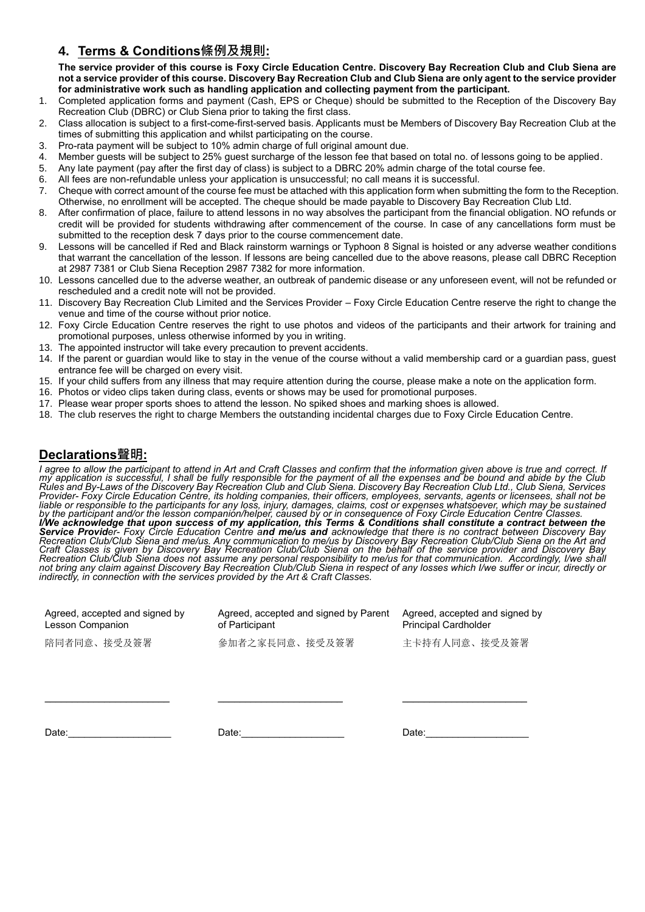## 4. Terms & Conditions條例及規則:

**The service provider of this course is Foxy Circle Education Centre. Discovery Bay Recreation Club and Club Siena are not a service provider of this course. Discovery Bay Recreation Club and Club Siena are only agent to the service provider for administrative work such as handling application and collecting payment from the participant.**

1. Completed application forms and payment (Cash, EPS or Cheque) should be submitted to the Reception of the Discovery Bay Recreation Club (DBRC) or Club Siena prior to taking the first class.
2. Class allocation is subject to a first-come-first-served basis. Applicants must be Members of Discovery Bay Recreation Club at the times of submitting this application and whilst participating on the course.
3. Pro-rata payment will be subject to 10% admin charge of full original amount due.
4. Member guests will be subject to 25% guest surcharge of the lesson fee that based on total no. of lessons going to be applied.
5. Any late payment (pay after the first day of class) is subject to a DBRC 20% admin charge of the total course fee.
6. All fees are non-refundable unless your application is unsuccessful; no call means it is successful.
7. Cheque with correct amount of the course fee must be attached with this application form when submitting the form to the Reception. Otherwise, no enrollment will be accepted. The cheque should be made payable to Discovery Bay Recreation Club Ltd.
8. After confirmation of place, failure to attend lessons in no way absolves the participant from the financial obligation. NO refunds or credit will be provided for students withdrawing after commencement of the course. In case of any cancellations form must be submitted to the reception desk 7 days prior to the course commencement date.
9. Lessons will be cancelled if Red and Black rainstorm warnings or Typhoon 8 Signal is hoisted or any adverse weather conditions that warrant the cancellation of the lesson. If lessons are being cancelled due to the above reasons, please call DBRC Reception at 2987 7381 or Club Siena Reception 2987 7382 for more information.
10. Lessons cancelled due to the adverse weather, an outbreak of pandemic disease or any unforeseen event, will not be refunded or rescheduled and a credit note will not be provided.
11. Discovery Bay Recreation Club Limited and the Services Provider – Foxy Circle Education Centre reserve the right to change the venue and time of the course without prior notice.
12. Foxy Circle Education Centre reserves the right to use photos and videos of the participants and their artwork for training and promotional purposes, unless otherwise informed by you in writing.
13. The appointed instructor will take every precaution to prevent accidents.
14. If the parent or guardian would like to stay in the venue of the course without a valid membership card or a guardian pass, guest entrance fee will be charged on every visit.
15. If your child suffers from any illness that may require attention during the course, please make a note on the application form.
16. Photos or video clips taken during class, events or shows may be used for promotional purposes.
17. Please wear proper sports shoes to attend the lesson. No spiked shoes and marking shoes is allowed.
18. The club reserves the right to charge Members the outstanding incidental charges due to Foxy Circle Education Centre.

## Declarations聲明:

*I agree to allow the participant to attend in Art and Craft Classes and confirm that the information given above is true and correct. If my application is successful, I shall be fully responsible for the payment of all the expenses and be bound and abide by the Club Rules and By-Laws of the Discovery Bay Recreation Club and Club Siena. Discovery Bay Recreation Club Ltd., Club Siena, Services Provider- Foxy Circle Education Centre, its holding companies, their officers, employees, servants, agents or licensees, shall not be liable or responsible to the participants for any loss, injury, damages, claims, cost or expenses whatsoever, which may be sustained by the participant and/or the lesson companion/helper, caused by or in consequence of Foxy Circle Education Centre Classes.*
***I/We acknowledge that upon success of my application, this Terms & Conditions shall constitute a contract between the Service Provid**er- Foxy Circle Education Centre a**nd me/us and** acknowledge that there is no contract between Discovery Bay Recreation Club/Club Siena and me/us. Any communication to me/us by Discovery Bay Recreation Club/Club Siena on the Art and Craft Classes is given by Discovery Bay Recreation Club/Club Siena on the behalf of the service provider and Discovery Bay Recreation Club/Club Siena does not assume any personal responsibility to me/us for that communication. Accordingly, I/we shall not bring any claim against Discovery Bay Recreation Club/Club Siena in respect of any losses which I/we suffer or incur, directly or indirectly, in connection with the services provided by the Art & Craft Classes.*

| Agreed, accepted and signed by Lesson Companion<br>陪同者同意、接受及簽署 | Agreed, accepted and signed by Parent of Participant<br>參加者之家長同意、接受及簽署 | Agreed, accepted and signed by Principal Cardholder<br>主卡持有人同意、接受及簽署 |
|---|---|---|
| ______________________ | ______________________ | ______________________ |
| Date:__________________ | Date:__________________ | Date:__________________ |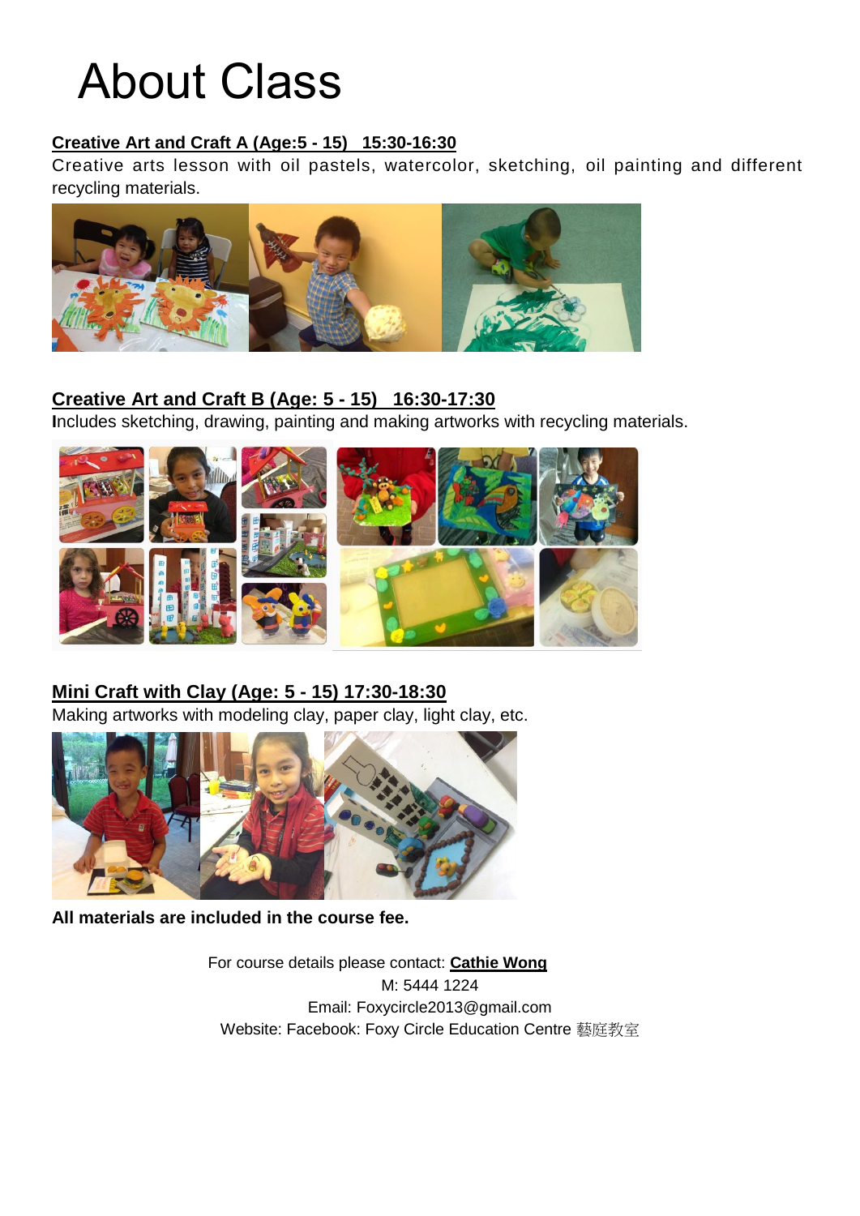# About Class

**Creative Art and Craft A (Age:5 - 15) 15:30-16:30**

Creative arts lesson with oil pastels, watercolor, sketching, oil painting and different recycling materials.

**Creative Art and Craft B (Age: 5 - 15) 16:30-17:30**

**I**ncludes sketching, drawing, painting and making artworks with recycling materials.

**Mini Craft with Clay (Age: 5 - 15) 17:30-18:30**

Making artworks with modeling clay, paper clay, light clay, etc.

**All materials are included in the course fee.**

For course details please contact: **Cathie Wong**

M: 5444 1224

Email: Foxycircle2013@gmail.com

Website: Facebook: Foxy Circle Education Centre 藝庭教室